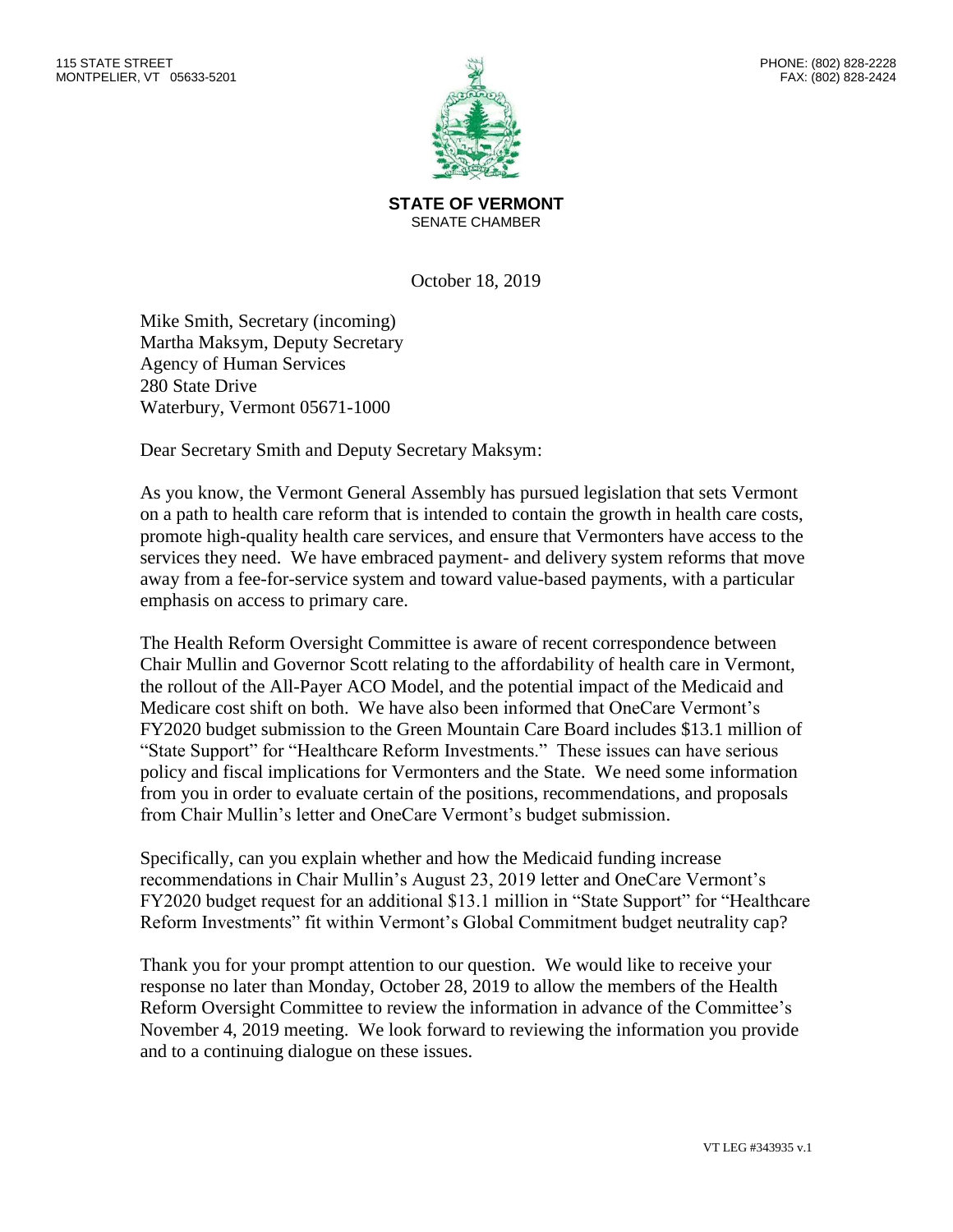115 STATE STREET
MONTPELIER, VT 05633-5201

PHONE: (802) 828-2228
FAX: (802) 828-2424

**STATE OF VERMONT**
SENATE CHAMBER

October 18, 2019

Mike Smith, Secretary (incoming)
Martha Maksym, Deputy Secretary
Agency of Human Services
280 State Drive
Waterbury, Vermont 05671-1000

Dear Secretary Smith and Deputy Secretary Maksym:

As you know, the Vermont General Assembly has pursued legislation that sets Vermont on a path to health care reform that is intended to contain the growth in health care costs, promote high-quality health care services, and ensure that Vermonters have access to the services they need. We have embraced payment- and delivery system reforms that move away from a fee-for-service system and toward value-based payments, with a particular emphasis on access to primary care.

The Health Reform Oversight Committee is aware of recent correspondence between Chair Mullin and Governor Scott relating to the affordability of health care in Vermont, the rollout of the All-Payer ACO Model, and the potential impact of the Medicaid and Medicare cost shift on both. We have also been informed that OneCare Vermont's FY2020 budget submission to the Green Mountain Care Board includes $13.1 million of "State Support" for "Healthcare Reform Investments." These issues can have serious policy and fiscal implications for Vermonters and the State. We need some information from you in order to evaluate certain of the positions, recommendations, and proposals from Chair Mullin's letter and OneCare Vermont's budget submission.

Specifically, can you explain whether and how the Medicaid funding increase recommendations in Chair Mullin's August 23, 2019 letter and OneCare Vermont's FY2020 budget request for an additional $13.1 million in "State Support" for "Healthcare Reform Investments" fit within Vermont's Global Commitment budget neutrality cap?

Thank you for your prompt attention to our question. We would like to receive your response no later than Monday, October 28, 2019 to allow the members of the Health Reform Oversight Committee to review the information in advance of the Committee's November 4, 2019 meeting. We look forward to reviewing the information you provide and to a continuing dialogue on these issues.

VT LEG #343935 v.1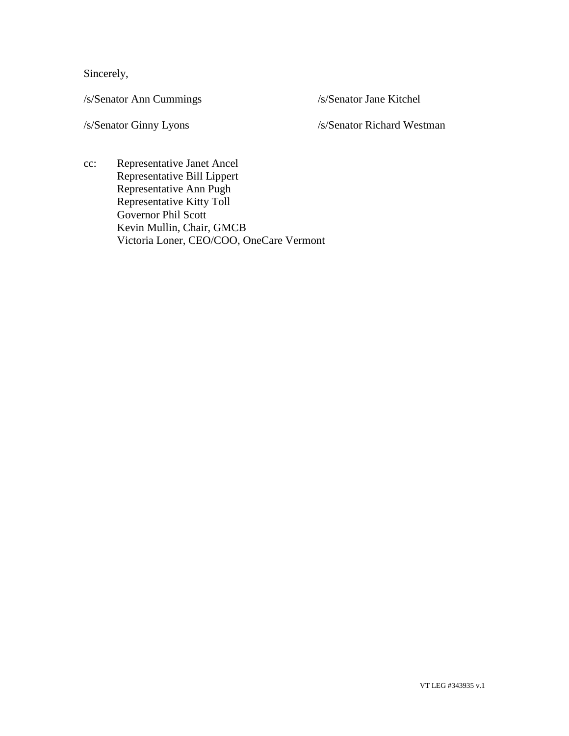Sincerely,

/s/Senator Ann Cummings

/s/Senator Jane Kitchel

/s/Senator Ginny Lyons

/s/Senator Richard Westman

cc: Representative Janet Ancel
Representative Bill Lippert
Representative Ann Pugh
Representative Kitty Toll
Governor Phil Scott
Kevin Mullin, Chair, GMCB
Victoria Loner, CEO/COO, OneCare Vermont

VT LEG #343935 v.1